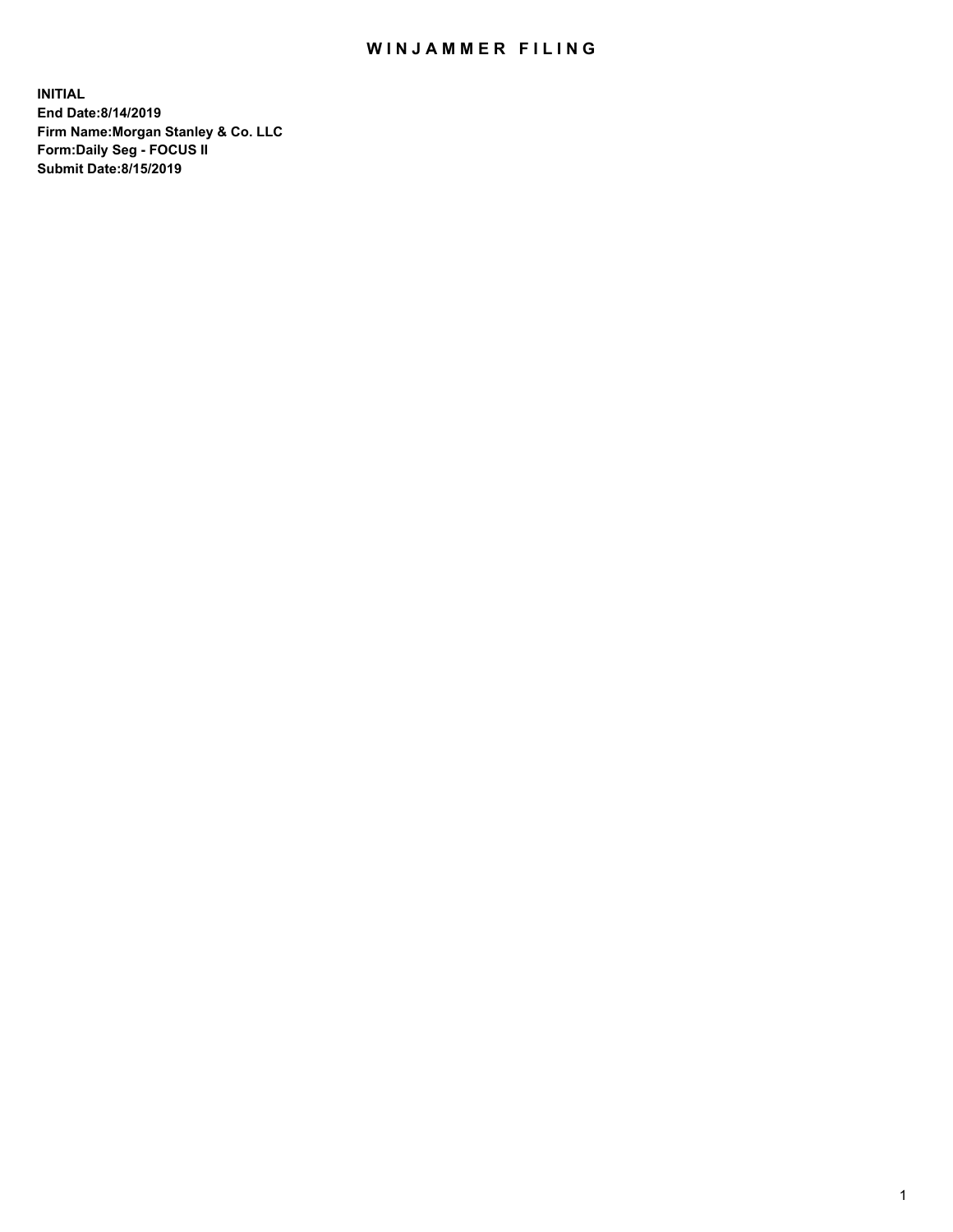# WINJAMMER FILING

**INITIAL**
**End Date:8/14/2019**
**Firm Name:Morgan Stanley & Co. LLC**
**Form:Daily Seg - FOCUS II**
**Submit Date:8/15/2019**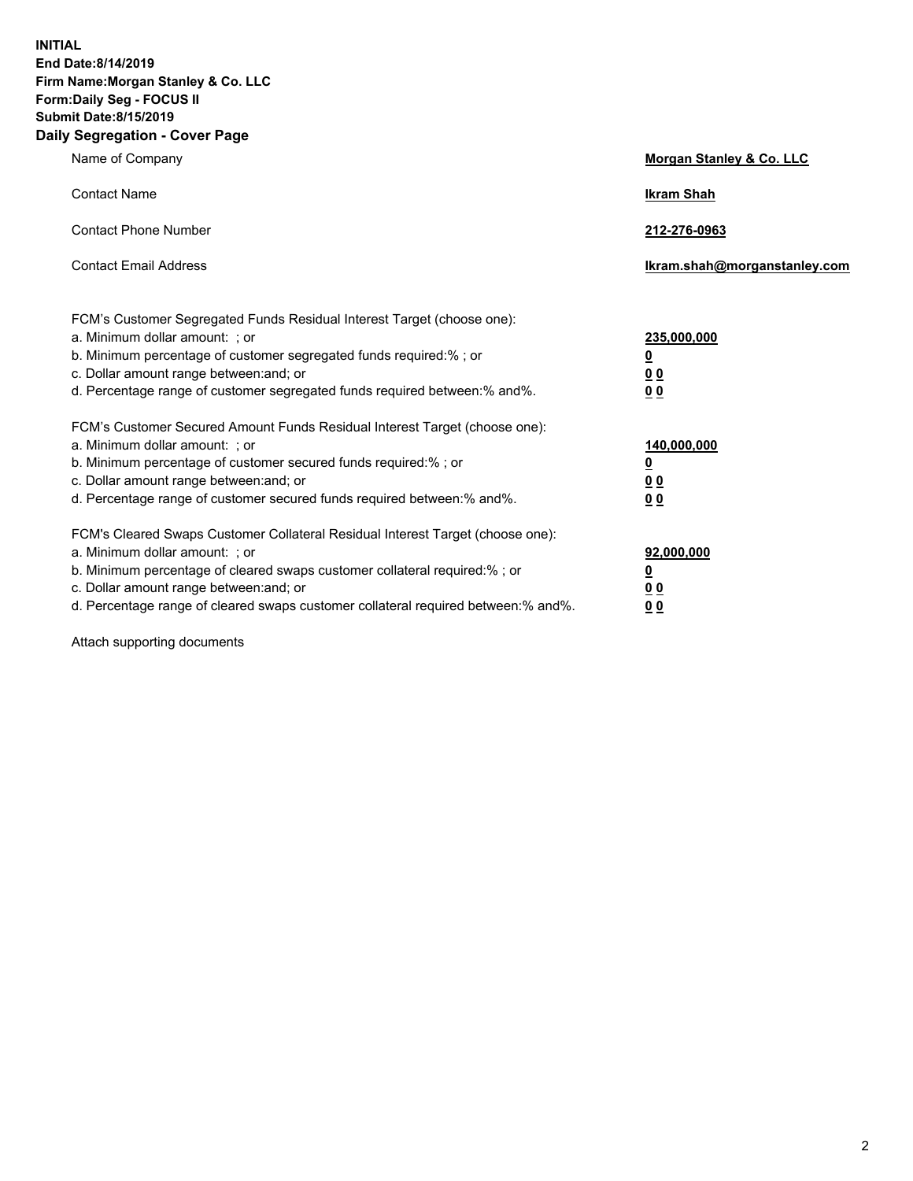**INITIAL**
**End Date:8/14/2019**
**Firm Name:Morgan Stanley & Co. LLC**
**Form:Daily Seg - FOCUS II**
**Submit Date:8/15/2019**
**Daily Segregation - Cover Page**

| | |
|---|---|
| Name of Company | **Morgan Stanley & Co. LLC** |
| Contact Name | **Ikram Shah** |
| Contact Phone Number | **212-276-0963** |
| Contact Email Address | **Ikram.shah@morganstanley.com** |

| | |
|---|---|
| FCM's Customer Segregated Funds Residual Interest Target (choose one): | |
| a. Minimum dollar amount: ; or | **235,000,000** |
| b. Minimum percentage of customer segregated funds required:% ; or | **0** |
| c. Dollar amount range between:and; or | **0 0** |
| d. Percentage range of customer segregated funds required between:% and%. | **0 0** |
| FCM's Customer Secured Amount Funds Residual Interest Target (choose one): | |
| a. Minimum dollar amount: ; or | **140,000,000** |
| b. Minimum percentage of customer secured funds required:% ; or | **0** |
| c. Dollar amount range between:and; or | **0 0** |
| d. Percentage range of customer secured funds required between:% and%. | **0 0** |
| FCM's Cleared Swaps Customer Collateral Residual Interest Target (choose one): | |
| a. Minimum dollar amount: ; or | **92,000,000** |
| b. Minimum percentage of cleared swaps customer collateral required:% ; or | **0** |
| c. Dollar amount range between:and; or | **0 0** |
| d. Percentage range of cleared swaps customer collateral required between:% and%. | **0 0** |

Attach supporting documents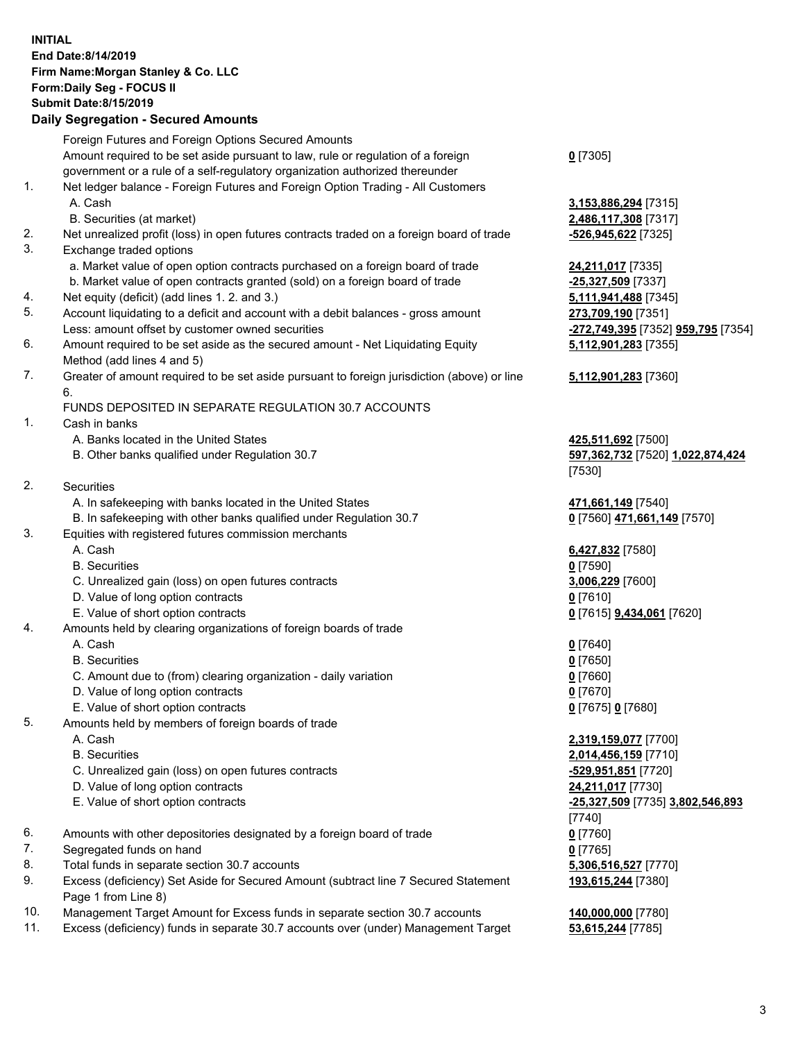**INITIAL**
**End Date:8/14/2019**
**Firm Name:Morgan Stanley & Co. LLC**
**Form:Daily Seg - FOCUS II**
**Submit Date:8/15/2019**

## Daily Segregation - Secured Amounts

| | | |
|---|---|---|
| | Foreign Futures and Foreign Options Secured Amounts | |
| | Amount required to be set aside pursuant to law, rule or regulation of a foreign government or a rule of a self-regulatory organization authorized thereunder | **0** [7305] |
| 1. | Net ledger balance - Foreign Futures and Foreign Option Trading - All Customers | |
| | A. Cash | **3,153,886,294** [7315] |
| | B. Securities (at market) | **2,486,117,308** [7317] |
| 2. | Net unrealized profit (loss) in open futures contracts traded on a foreign board of trade | **-526,945,622** [7325] |
| 3. | Exchange traded options | |
| | a. Market value of open option contracts purchased on a foreign board of trade | **24,211,017** [7335] |
| | b. Market value of open contracts granted (sold) on a foreign board of trade | **-25,327,509** [7337] |
| 4. | Net equity (deficit) (add lines 1. 2. and 3.) | **5,111,941,488** [7345] |
| 5. | Account liquidating to a deficit and account with a debit balances - gross amount | **273,709,190** [7351] |
| | Less: amount offset by customer owned securities | **-272,749,395** [7352] **959,795** [7354] |
| 6. | Amount required to be set aside as the secured amount - Net Liquidating Equity Method (add lines 4 and 5) | **5,112,901,283** [7355] |
| 7. | Greater of amount required to be set aside pursuant to foreign jurisdiction (above) or line 6. | **5,112,901,283** [7360] |
| | FUNDS DEPOSITED IN SEPARATE REGULATION 30.7 ACCOUNTS | |
| 1. | Cash in banks | |
| | A. Banks located in the United States | **425,511,692** [7500] |
| | B. Other banks qualified under Regulation 30.7 | **597,362,732** [7520] **1,022,874,424** [7530] |
| 2. | Securities | |
| | A. In safekeeping with banks located in the United States | **471,661,149** [7540] |
| | B. In safekeeping with other banks qualified under Regulation 30.7 | **0** [7560] **471,661,149** [7570] |
| 3. | Equities with registered futures commission merchants | |
| | A. Cash | **6,427,832** [7580] |
| | B. Securities | **0** [7590] |
| | C. Unrealized gain (loss) on open futures contracts | **3,006,229** [7600] |
| | D. Value of long option contracts | **0** [7610] |
| | E. Value of short option contracts | **0** [7615] **9,434,061** [7620] |
| 4. | Amounts held by clearing organizations of foreign boards of trade | |
| | A. Cash | **0** [7640] |
| | B. Securities | **0** [7650] |
| | C. Amount due to (from) clearing organization - daily variation | **0** [7660] |
| | D. Value of long option contracts | **0** [7670] |
| | E. Value of short option contracts | **0** [7675] **0** [7680] |
| 5. | Amounts held by members of foreign boards of trade | |
| | A. Cash | **2,319,159,077** [7700] |
| | B. Securities | **2,014,456,159** [7710] |
| | C. Unrealized gain (loss) on open futures contracts | **-529,951,851** [7720] |
| | D. Value of long option contracts | **24,211,017** [7730] |
| | E. Value of short option contracts | **-25,327,509** [7735] **3,802,546,893** [7740] |
| 6. | Amounts with other depositories designated by a foreign board of trade | **0** [7760] |
| 7. | Segregated funds on hand | **0** [7765] |
| 8. | Total funds in separate section 30.7 accounts | **5,306,516,527** [7770] |
| 9. | Excess (deficiency) Set Aside for Secured Amount (subtract line 7 Secured Statement Page 1 from Line 8) | **193,615,244** [7380] |
| 10. | Management Target Amount for Excess funds in separate section 30.7 accounts | **140,000,000** [7780] |
| 11. | Excess (deficiency) funds in separate 30.7 accounts over (under) Management Target | **53,615,244** [7785] |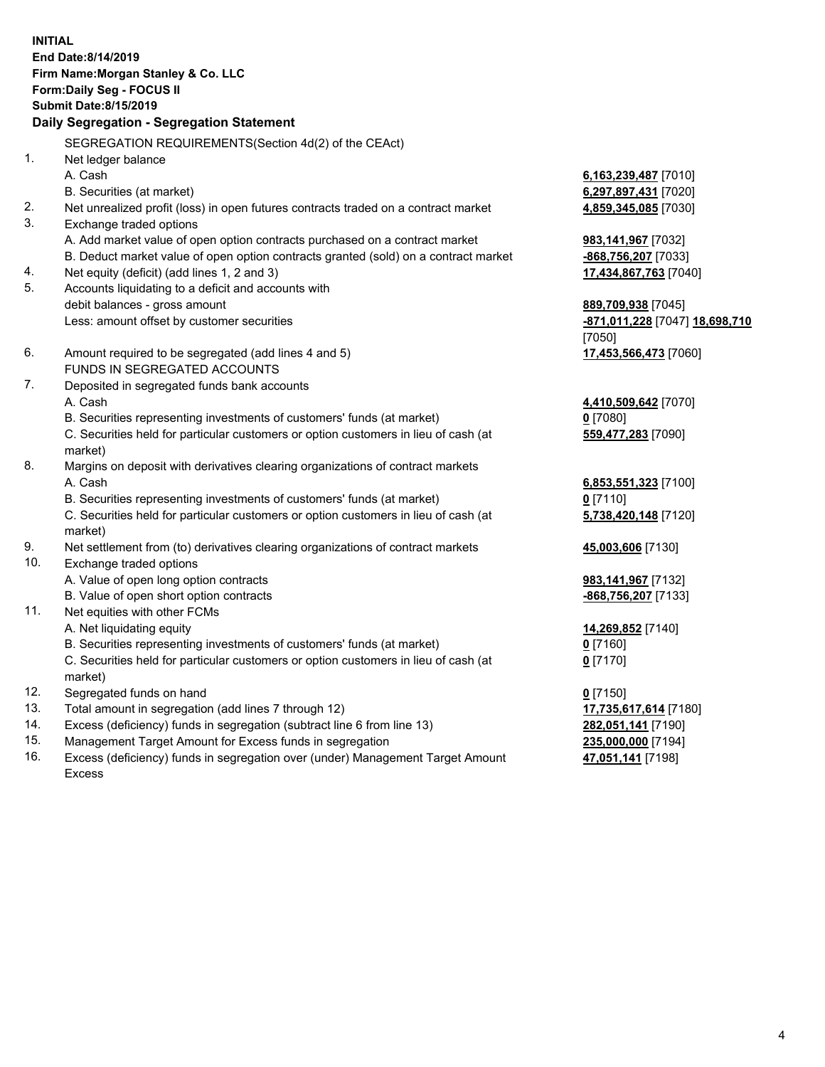**INITIAL**
**End Date:8/14/2019**
**Firm Name:Morgan Stanley & Co. LLC**
**Form:Daily Seg - FOCUS II**
**Submit Date:8/15/2019**

**Daily Segregation - Segregation Statement**

SEGREGATION REQUIREMENTS(Section 4d(2) of the CEAct)

| No. | Description | Amount |
|---|---|---|
| 1. | Net ledger balance | |
| | A. Cash | **6,163,239,487** [7010] |
| | B. Securities (at market) | **6,297,897,431** [7020] |
| 2. | Net unrealized profit (loss) in open futures contracts traded on a contract market | **4,859,345,085** [7030] |
| 3. | Exchange traded options | |
| | A. Add market value of open option contracts purchased on a contract market | **983,141,967** [7032] |
| | B. Deduct market value of open option contracts granted (sold) on a contract market | **-868,756,207** [7033] |
| 4. | Net equity (deficit) (add lines 1, 2 and 3) | **17,434,867,763** [7040] |
| 5. | Accounts liquidating to a deficit and accounts with debit balances - gross amount | **889,709,938** [7045] |
| | Less: amount offset by customer securities | **-871,011,228** [7047] **18,698,710** [7050] |
| 6. | Amount required to be segregated (add lines 4 and 5) | **17,453,566,473** [7060] |
| | FUNDS IN SEGREGATED ACCOUNTS | |
| 7. | Deposited in segregated funds bank accounts | |
| | A. Cash | **4,410,509,642** [7070] |
| | B. Securities representing investments of customers' funds (at market) | **0** [7080] |
| | C. Securities held for particular customers or option customers in lieu of cash (at market) | **559,477,283** [7090] |
| 8. | Margins on deposit with derivatives clearing organizations of contract markets | |
| | A. Cash | **6,853,551,323** [7100] |
| | B. Securities representing investments of customers' funds (at market) | **0** [7110] |
| | C. Securities held for particular customers or option customers in lieu of cash (at market) | **5,738,420,148** [7120] |
| 9. | Net settlement from (to) derivatives clearing organizations of contract markets | **45,003,606** [7130] |
| 10. | Exchange traded options | |
| | A. Value of open long option contracts | **983,141,967** [7132] |
| | B. Value of open short option contracts | **-868,756,207** [7133] |
| 11. | Net equities with other FCMs | |
| | A. Net liquidating equity | **14,269,852** [7140] |
| | B. Securities representing investments of customers' funds (at market) | **0** [7160] |
| | C. Securities held for particular customers or option customers in lieu of cash (at market) | **0** [7170] |
| 12. | Segregated funds on hand | **0** [7150] |
| 13. | Total amount in segregation (add lines 7 through 12) | **17,735,617,614** [7180] |
| 14. | Excess (deficiency) funds in segregation (subtract line 6 from line 13) | **282,051,141** [7190] |
| 15. | Management Target Amount for Excess funds in segregation | **235,000,000** [7194] |
| 16. | Excess (deficiency) funds in segregation over (under) Management Target Amount Excess | **47,051,141** [7198] |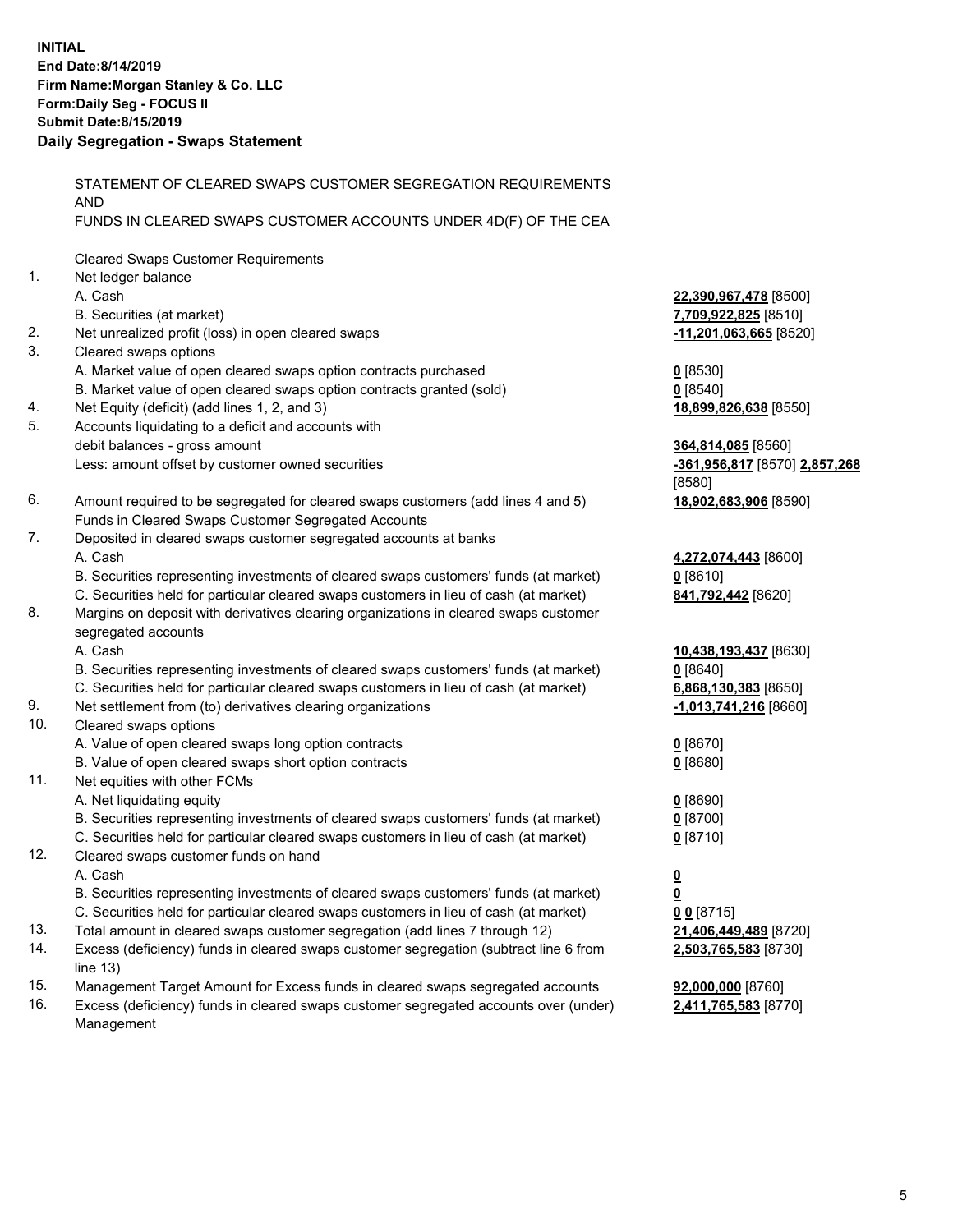**INITIAL**
**End Date:8/14/2019**
**Firm Name:Morgan Stanley & Co. LLC**
**Form:Daily Seg - FOCUS II**
**Submit Date:8/15/2019**
**Daily Segregation - Swaps Statement**

STATEMENT OF CLEARED SWAPS CUSTOMER SEGREGATION REQUIREMENTS AND FUNDS IN CLEARED SWAPS CUSTOMER ACCOUNTS UNDER 4D(F) OF THE CEA

| | | |
|---|---|---|
| | Cleared Swaps Customer Requirements | |
| 1. | Net ledger balance | |
| | A. Cash | **22,390,967,478** [8500] |
| | B. Securities (at market) | **7,709,922,825** [8510] |
| 2. | Net unrealized profit (loss) in open cleared swaps | **-11,201,063,665** [8520] |
| 3. | Cleared swaps options | |
| | A. Market value of open cleared swaps option contracts purchased | **0** [8530] |
| | B. Market value of open cleared swaps option contracts granted (sold) | **0** [8540] |
| 4. | Net Equity (deficit) (add lines 1, 2, and 3) | **18,899,826,638** [8550] |
| 5. | Accounts liquidating to a deficit and accounts with debit balances - gross amount | **364,814,085** [8560] |
| | Less: amount offset by customer owned securities | **-361,956,817** [8570] **2,857,268** [8580] |
| 6. | Amount required to be segregated for cleared swaps customers (add lines 4 and 5) | **18,902,683,906** [8590] |
| | Funds in Cleared Swaps Customer Segregated Accounts | |
| 7. | Deposited in cleared swaps customer segregated accounts at banks | |
| | A. Cash | **4,272,074,443** [8600] |
| | B. Securities representing investments of cleared swaps customers' funds (at market) | **0** [8610] |
| | C. Securities held for particular cleared swaps customers in lieu of cash (at market) | **841,792,442** [8620] |
| 8. | Margins on deposit with derivatives clearing organizations in cleared swaps customer segregated accounts | |
| | A. Cash | **10,438,193,437** [8630] |
| | B. Securities representing investments of cleared swaps customers' funds (at market) | **0** [8640] |
| | C. Securities held for particular cleared swaps customers in lieu of cash (at market) | **6,868,130,383** [8650] |
| 9. | Net settlement from (to) derivatives clearing organizations | **-1,013,741,216** [8660] |
| 10. | Cleared swaps options | |
| | A. Value of open cleared swaps long option contracts | **0** [8670] |
| | B. Value of open cleared swaps short option contracts | **0** [8680] |
| 11. | Net equities with other FCMs | |
| | A. Net liquidating equity | **0** [8690] |
| | B. Securities representing investments of cleared swaps customers' funds (at market) | **0** [8700] |
| | C. Securities held for particular cleared swaps customers in lieu of cash (at market) | **0** [8710] |
| 12. | Cleared swaps customer funds on hand | |
| | A. Cash | **0** |
| | B. Securities representing investments of cleared swaps customers' funds (at market) | **0** |
| | C. Securities held for particular cleared swaps customers in lieu of cash (at market) | **0** **0** [8715] |
| 13. | Total amount in cleared swaps customer segregation (add lines 7 through 12) | **21,406,449,489** [8720] |
| 14. | Excess (deficiency) funds in cleared swaps customer segregation (subtract line 6 from line 13) | **2,503,765,583** [8730] |
| 15. | Management Target Amount for Excess funds in cleared swaps segregated accounts | **92,000,000** [8760] |
| 16. | Excess (deficiency) funds in cleared swaps customer segregated accounts over (under) Management | **2,411,765,583** [8770] |